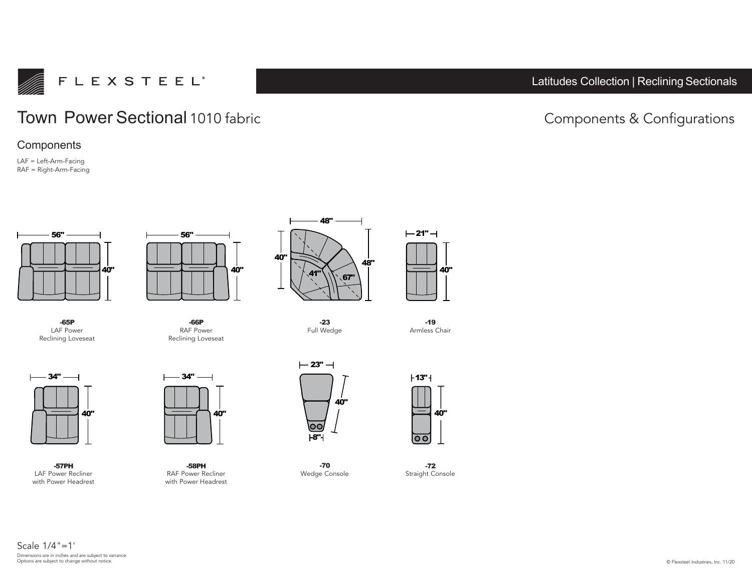FLEXSTEEL®

Latitudes Collection | Reclining Sectionals

# Town Power Sectional 1010 fabric

Components & Configurations

## Components

LAF = Left-Arm-Facing
RAF = Right-Arm-Facing

56" × 40"
**-65P**
LAF Power
Reclining Loveseat

56" × 40"
**-66P**
RAF Power
Reclining Loveseat

48" × 48" (40", 41", 67")
**-23**
Full Wedge

21" × 40"
**-19**
Armless Chair

34" × 40"
**-57PH**
LAF Power Recliner
with Power Headrest

34" × 40"
**-58PH**
RAF Power Recliner
with Power Headrest

23" × 40" (8")
**-70**
Wedge Console

13" × 40"
**-72**
Straight Console

Scale 1/4"=1'

Dimensions are in inches and are subject to variance.
Options are subject to change without notice.

© Flexsteel Industries, Inc. 11/20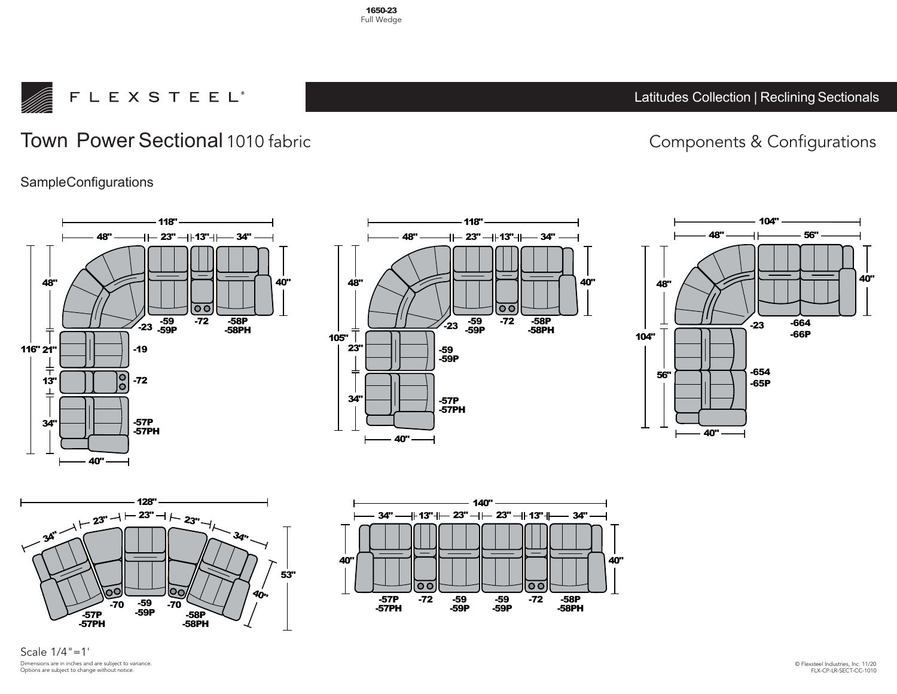1650-23
Full Wedge

FLEXSTEEL®

Latitudes Collection | Reclining Sectionals

# Town Power Sectional 1010 fabric

Components & Configurations

## SampleConfigurations

118"
48" 23" 13" 34"
40"
48"
116" 21"
13"
34"
40"
-23 -59 -59P -72 -58P -58PH
-19
-72
-57P -57PH

118"
48" 23" 13" 34"
40"
48"
105" 23"
34"
40"
-23 -59 -59P -72 -58P -58PH
-59 -59P
-57P -57PH

104"
48" 56"
40"
48"
104"
56"
40"
-23 -664 -66P
-654 -65P

128"
34" 23" 23" 23" 34"
53"
40"
-57P -57PH -70 -59 -59P -70 -58P -58PH

140"
34" 13" 23" 23" 13" 34"
40" 40"
-57P -57PH -72 -59 -59P -59 -59P -72 -58P -58PH

Scale 1/4"=1'

Dimensions are in inches and are subject to variance.
Options are subject to change without notice.

© Flexsteel Industries, Inc. 11/20
FLX-CP-LR-SECT-CC-1010